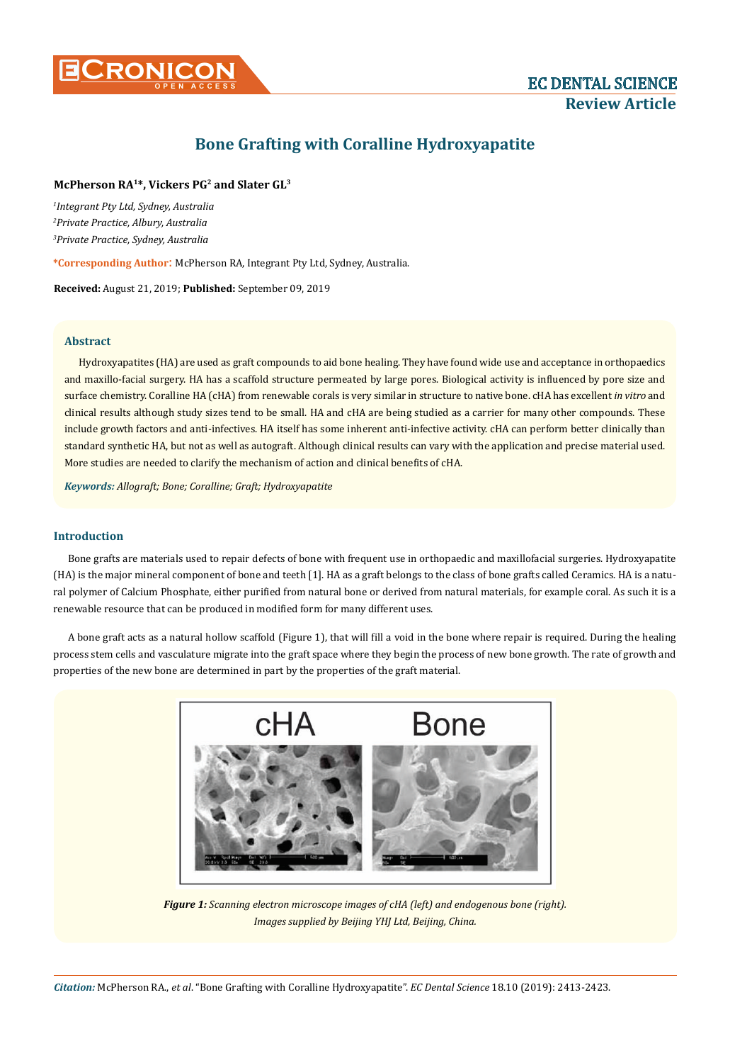# Bone Grafting with Coralline Hydroxyapatite

**McPherson RA[1]*, Vickers PG[2] and Slater GL[3]**

*[1]Integrant Pty Ltd, Sydney, Australia*
*[2]Private Practice, Albury, Australia*
*[3]Private Practice, Sydney, Australia*

**\*Corresponding Author**: McPherson RA, Integrant Pty Ltd, Sydney, Australia.

**Received:** August 21, 2019; **Published:** September 09, 2019

## Abstract

Hydroxyapatites (HA) are used as graft compounds to aid bone healing. They have found wide use and acceptance in orthopaedics and maxillo-facial surgery. HA has a scaffold structure permeated by large pores. Biological activity is influenced by pore size and surface chemistry. Coralline HA (cHA) from renewable corals is very similar in structure to native bone. cHA has excellent *in vitro* and clinical results although study sizes tend to be small. HA and cHA are being studied as a carrier for many other compounds. These include growth factors and anti-infectives. HA itself has some inherent anti-infective activity. cHA can perform better clinically than standard synthetic HA, but not as well as autograft. Although clinical results can vary with the application and precise material used. More studies are needed to clarify the mechanism of action and clinical benefits of cHA.

***Keywords:*** *Allograft; Bone; Coralline; Graft; Hydroxyapatite*

## Introduction

Bone grafts are materials used to repair defects of bone with frequent use in orthopaedic and maxillofacial surgeries. Hydroxyapatite (HA) is the major mineral component of bone and teeth [1]. HA as a graft belongs to the class of bone grafts called Ceramics. HA is a natural polymer of Calcium Phosphate, either purified from natural bone or derived from natural materials, for example coral. As such it is a renewable resource that can be produced in modified form for many different uses.

A bone graft acts as a natural hollow scaffold (Figure 1), that will fill a void in the bone where repair is required. During the healing process stem cells and vasculature migrate into the graft space where they begin the process of new bone growth. The rate of growth and properties of the new bone are determined in part by the properties of the graft material.

***Figure 1:*** *Scanning electron microscope images of cHA (left) and endogenous bone (right). Images supplied by Beijing YHJ Ltd, Beijing, China.*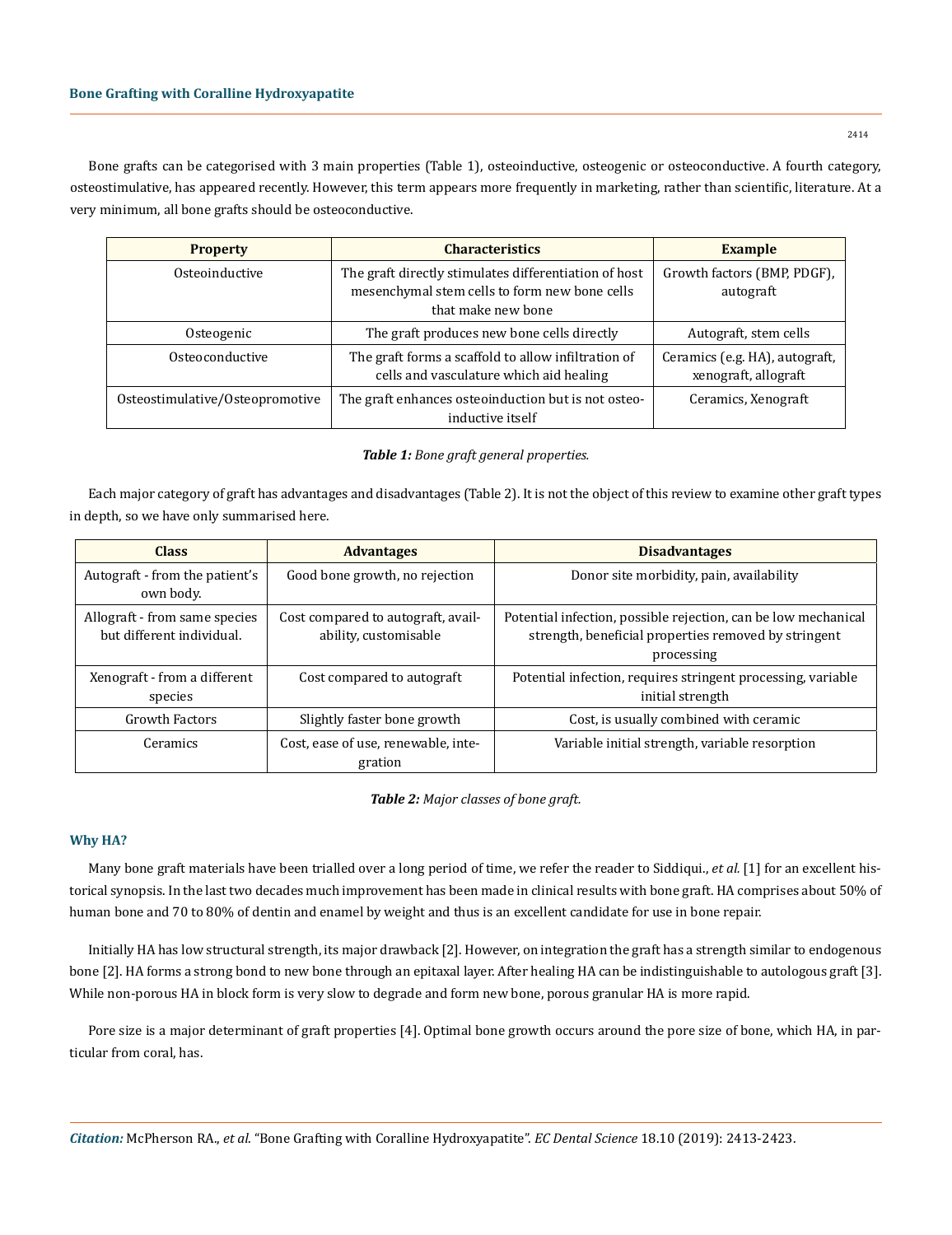Bone grafts can be categorised with 3 main properties (Table 1), osteoinductive, osteogenic or osteoconductive. A fourth category, osteostimulative, has appeared recently. However, this term appears more frequently in marketing, rather than scientific, literature. At a very minimum, all bone grafts should be osteoconductive.

| Property | Characteristics | Example |
|---|---|---|
| Osteoinductive | The graft directly stimulates differentiation of host mesenchymal stem cells to form new bone cells that make new bone | Growth factors (BMP, PDGF), autograft |
| Osteogenic | The graft produces new bone cells directly | Autograft, stem cells |
| Osteoconductive | The graft forms a scaffold to allow infiltration of cells and vasculature which aid healing | Ceramics (e.g. HA), autograft, xenograft, allograft |
| Osteostimulative/Osteopromotive | The graft enhances osteoinduction but is not osteo-inductive itself | Ceramics, Xenograft |

***Table 1:*** *Bone graft general properties.*

Each major category of graft has advantages and disadvantages (Table 2). It is not the object of this review to examine other graft types in depth, so we have only summarised here.

| Class | Advantages | Disadvantages |
|---|---|---|
| Autograft - from the patient's own body. | Good bone growth, no rejection | Donor site morbidity, pain, availability |
| Allograft - from same species but different individual. | Cost compared to autograft, availability, customisable | Potential infection, possible rejection, can be low mechanical strength, beneficial properties removed by stringent processing |
| Xenograft - from a different species | Cost compared to autograft | Potential infection, requires stringent processing, variable initial strength |
| Growth Factors | Slightly faster bone growth | Cost, is usually combined with ceramic |
| Ceramics | Cost, ease of use, renewable, integration | Variable initial strength, variable resorption |

***Table 2:*** *Major classes of bone graft.*

## Why HA?

Many bone graft materials have been trialled over a long period of time, we refer the reader to Siddiqui., *et al.* [1] for an excellent historical synopsis. In the last two decades much improvement has been made in clinical results with bone graft. HA comprises about 50% of human bone and 70 to 80% of dentin and enamel by weight and thus is an excellent candidate for use in bone repair.

Initially HA has low structural strength, its major drawback [2]. However, on integration the graft has a strength similar to endogenous bone [2]. HA forms a strong bond to new bone through an epitaxal layer. After healing HA can be indistinguishable to autologous graft [3]. While non-porous HA in block form is very slow to degrade and form new bone, porous granular HA is more rapid.

Pore size is a major determinant of graft properties [4]. Optimal bone growth occurs around the pore size of bone, which HA, in particular from coral, has.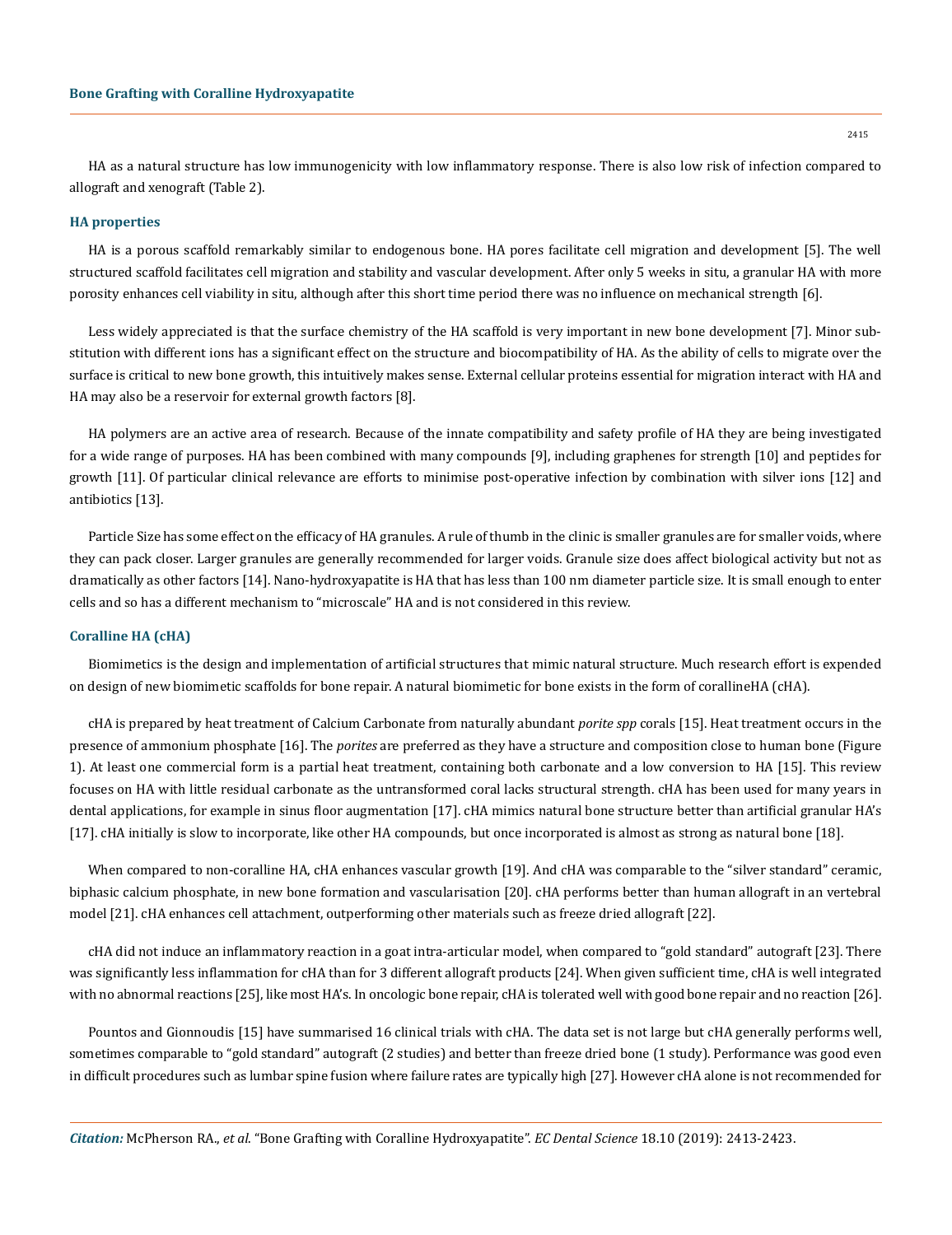HA as a natural structure has low immunogenicity with low inflammatory response. There is also low risk of infection compared to allograft and xenograft (Table 2).

### HA properties

HA is a porous scaffold remarkably similar to endogenous bone. HA pores facilitate cell migration and development [5]. The well structured scaffold facilitates cell migration and stability and vascular development. After only 5 weeks in situ, a granular HA with more porosity enhances cell viability in situ, although after this short time period there was no influence on mechanical strength [6].

Less widely appreciated is that the surface chemistry of the HA scaffold is very important in new bone development [7]. Minor substitution with different ions has a significant effect on the structure and biocompatibility of HA. As the ability of cells to migrate over the surface is critical to new bone growth, this intuitively makes sense. External cellular proteins essential for migration interact with HA and HA may also be a reservoir for external growth factors [8].

HA polymers are an active area of research. Because of the innate compatibility and safety profile of HA they are being investigated for a wide range of purposes. HA has been combined with many compounds [9], including graphenes for strength [10] and peptides for growth [11]. Of particular clinical relevance are efforts to minimise post-operative infection by combination with silver ions [12] and antibiotics [13].

Particle Size has some effect on the efficacy of HA granules. A rule of thumb in the clinic is smaller granules are for smaller voids, where they can pack closer. Larger granules are generally recommended for larger voids. Granule size does affect biological activity but not as dramatically as other factors [14]. Nano-hydroxyapatite is HA that has less than 100 nm diameter particle size. It is small enough to enter cells and so has a different mechanism to "microscale" HA and is not considered in this review.

### Coralline HA (cHA)

Biomimetics is the design and implementation of artificial structures that mimic natural structure. Much research effort is expended on design of new biomimetic scaffolds for bone repair. A natural biomimetic for bone exists in the form of corallineHA (cHA).

cHA is prepared by heat treatment of Calcium Carbonate from naturally abundant *porite spp* corals [15]. Heat treatment occurs in the presence of ammonium phosphate [16]. The *porites* are preferred as they have a structure and composition close to human bone (Figure 1). At least one commercial form is a partial heat treatment, containing both carbonate and a low conversion to HA [15]. This review focuses on HA with little residual carbonate as the untransformed coral lacks structural strength. cHA has been used for many years in dental applications, for example in sinus floor augmentation [17]. cHA mimics natural bone structure better than artificial granular HA's [17]. cHA initially is slow to incorporate, like other HA compounds, but once incorporated is almost as strong as natural bone [18].

When compared to non-coralline HA, cHA enhances vascular growth [19]. And cHA was comparable to the "silver standard" ceramic, biphasic calcium phosphate, in new bone formation and vascularisation [20]. cHA performs better than human allograft in an vertebral model [21]. cHA enhances cell attachment, outperforming other materials such as freeze dried allograft [22].

cHA did not induce an inflammatory reaction in a goat intra-articular model, when compared to "gold standard" autograft [23]. There was significantly less inflammation for cHA than for 3 different allograft products [24]. When given sufficient time, cHA is well integrated with no abnormal reactions [25], like most HA's. In oncologic bone repair, cHA is tolerated well with good bone repair and no reaction [26].

Pountos and Gionnoudis [15] have summarised 16 clinical trials with cHA. The data set is not large but cHA generally performs well, sometimes comparable to "gold standard" autograft (2 studies) and better than freeze dried bone (1 study). Performance was good even in difficult procedures such as lumbar spine fusion where failure rates are typically high [27]. However cHA alone is not recommended for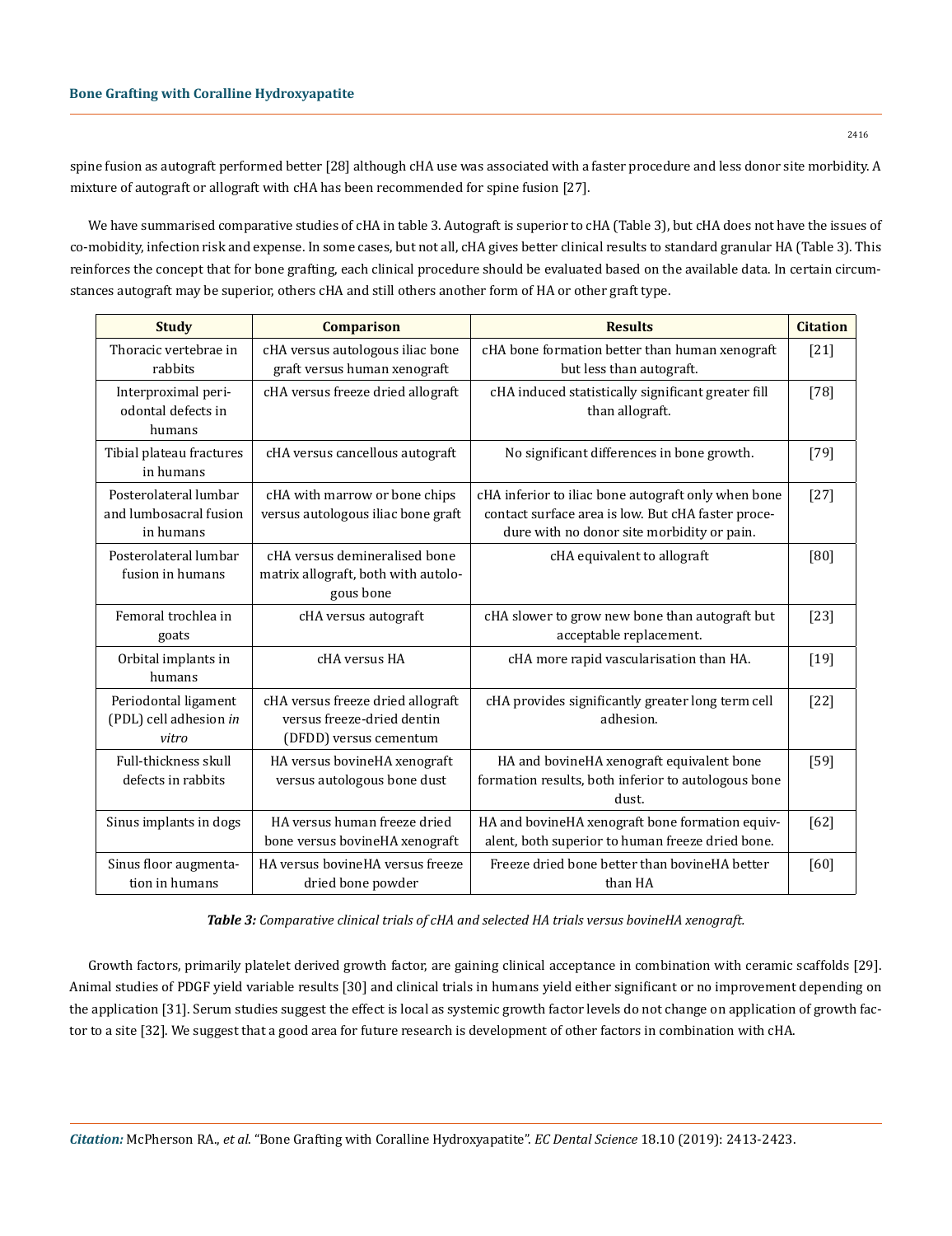spine fusion as autograft performed better [28] although cHA use was associated with a faster procedure and less donor site morbidity. A mixture of autograft or allograft with cHA has been recommended for spine fusion [27].

We have summarised comparative studies of cHA in table 3. Autograft is superior to cHA (Table 3), but cHA does not have the issues of co-mobidity, infection risk and expense. In some cases, but not all, cHA gives better clinical results to standard granular HA (Table 3). This reinforces the concept that for bone grafting, each clinical procedure should be evaluated based on the available data. In certain circumstances autograft may be superior, others cHA and still others another form of HA or other graft type.

| Study | Comparison | Results | Citation |
|---|---|---|---|
| Thoracic vertebrae in rabbits | cHA versus autologous iliac bone graft versus human xenograft | cHA bone formation better than human xenograft but less than autograft. | [21] |
| Interproximal periodontal defects in humans | cHA versus freeze dried allograft | cHA induced statistically significant greater fill than allograft. | [78] |
| Tibial plateau fractures in humans | cHA versus cancellous autograft | No significant differences in bone growth. | [79] |
| Posterolateral lumbar and lumbosacral fusion in humans | cHA with marrow or bone chips versus autologous iliac bone graft | cHA inferior to iliac bone autograft only when bone contact surface area is low. But cHA faster procedure with no donor site morbidity or pain. | [27] |
| Posterolateral lumbar fusion in humans | cHA versus demineralised bone matrix allograft, both with autologous bone | cHA equivalent to allograft | [80] |
| Femoral trochlea in goats | cHA versus autograft | cHA slower to grow new bone than autograft but acceptable replacement. | [23] |
| Orbital implants in humans | cHA versus HA | cHA more rapid vascularisation than HA. | [19] |
| Periodontal ligament (PDL) cell adhesion *in vitro* | cHA versus freeze dried allograft versus freeze-dried dentin (DFDD) versus cementum | cHA provides significantly greater long term cell adhesion. | [22] |
| Full-thickness skull defects in rabbits | HA versus bovineHA xenograft versus autologous bone dust | HA and bovineHA xenograft equivalent bone formation results, both inferior to autologous bone dust. | [59] |
| Sinus implants in dogs | HA versus human freeze dried bone versus bovineHA xenograft | HA and bovineHA xenograft bone formation equivalent, both superior to human freeze dried bone. | [62] |
| Sinus floor augmentation in humans | HA versus bovineHA versus freeze dried bone powder | Freeze dried bone better than bovineHA better than HA | [60] |

***Table 3:*** *Comparative clinical trials of cHA and selected HA trials versus bovineHA xenograft.*

Growth factors, primarily platelet derived growth factor, are gaining clinical acceptance in combination with ceramic scaffolds [29]. Animal studies of PDGF yield variable results [30] and clinical trials in humans yield either significant or no improvement depending on the application [31]. Serum studies suggest the effect is local as systemic growth factor levels do not change on application of growth factor to a site [32]. We suggest that a good area for future research is development of other factors in combination with cHA.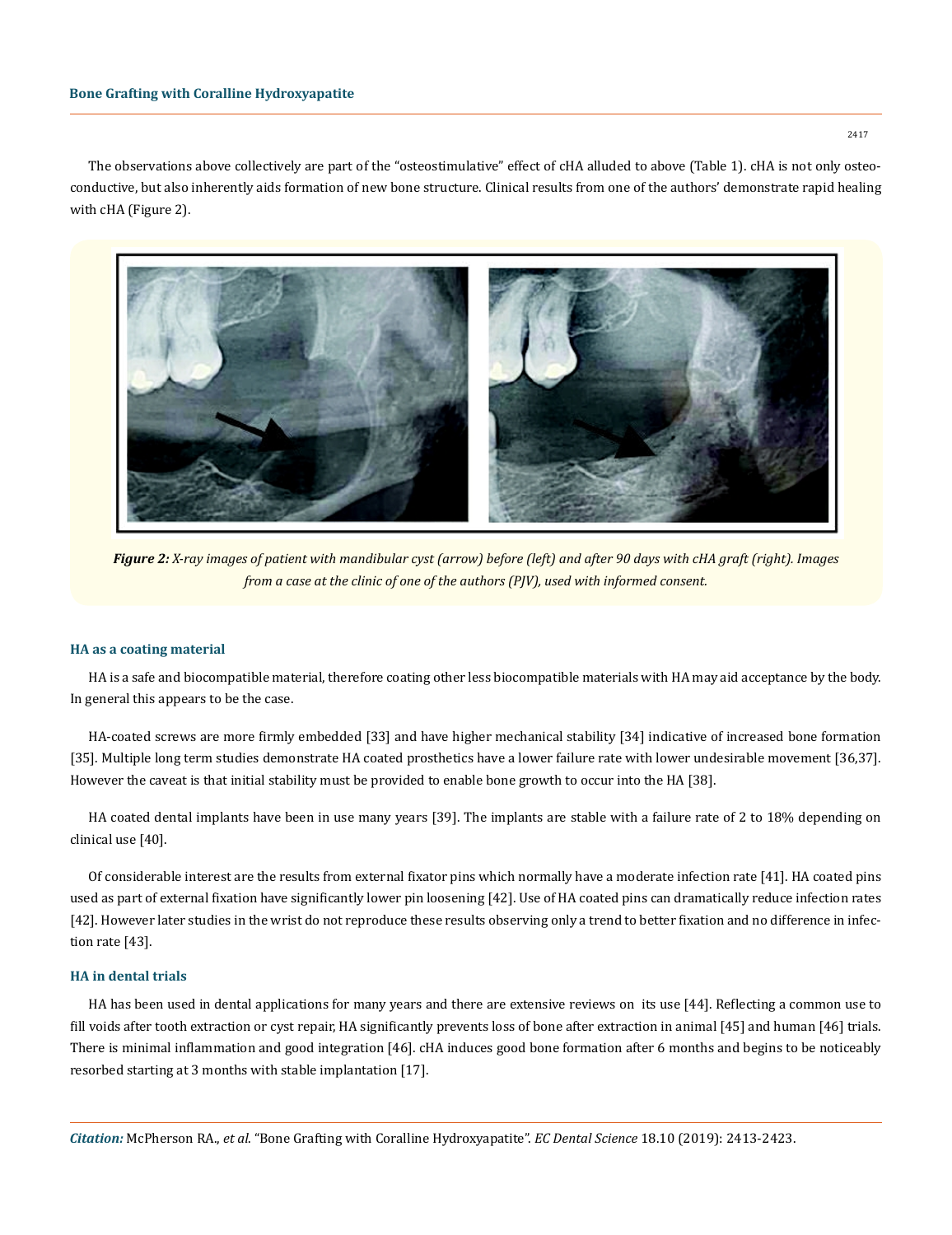The observations above collectively are part of the "osteostimulative" effect of cHA alluded to above (Table 1). cHA is not only osteoconductive, but also inherently aids formation of new bone structure. Clinical results from one of the authors' demonstrate rapid healing with cHA (Figure 2).

***Figure 2:*** *X-ray images of patient with mandibular cyst (arrow) before (left) and after 90 days with cHA graft (right). Images from a case at the clinic of one of the authors (PJV), used with informed consent.*

### HA as a coating material

HA is a safe and biocompatible material, therefore coating other less biocompatible materials with HA may aid acceptance by the body. In general this appears to be the case.

HA-coated screws are more firmly embedded [33] and have higher mechanical stability [34] indicative of increased bone formation [35]. Multiple long term studies demonstrate HA coated prosthetics have a lower failure rate with lower undesirable movement [36,37]. However the caveat is that initial stability must be provided to enable bone growth to occur into the HA [38].

HA coated dental implants have been in use many years [39]. The implants are stable with a failure rate of 2 to 18% depending on clinical use [40].

Of considerable interest are the results from external fixator pins which normally have a moderate infection rate [41]. HA coated pins used as part of external fixation have significantly lower pin loosening [42]. Use of HA coated pins can dramatically reduce infection rates [42]. However later studies in the wrist do not reproduce these results observing only a trend to better fixation and no difference in infection rate [43].

### HA in dental trials

HA has been used in dental applications for many years and there are extensive reviews on its use [44]. Reflecting a common use to fill voids after tooth extraction or cyst repair, HA significantly prevents loss of bone after extraction in animal [45] and human [46] trials. There is minimal inflammation and good integration [46]. cHA induces good bone formation after 6 months and begins to be noticeably resorbed starting at 3 months with stable implantation [17].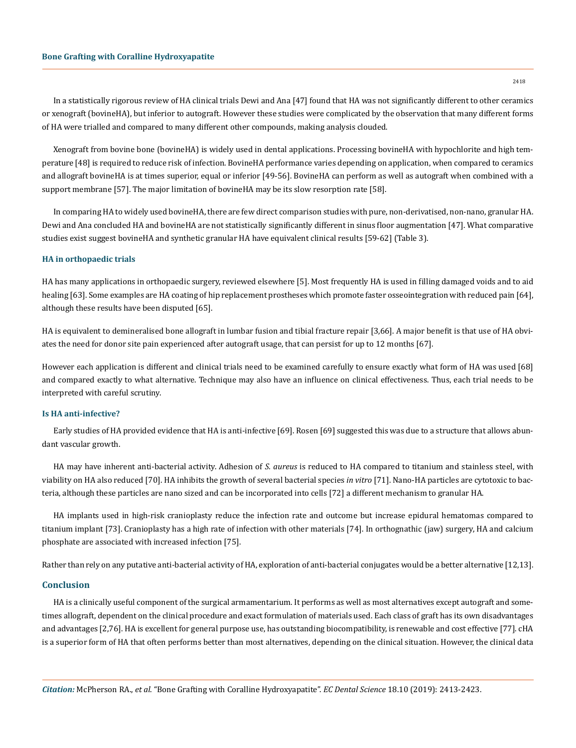In a statistically rigorous review of HA clinical trials Dewi and Ana [47] found that HA was not significantly different to other ceramics or xenograft (bovineHA), but inferior to autograft. However these studies were complicated by the observation that many different forms of HA were trialled and compared to many different other compounds, making analysis clouded.

Xenograft from bovine bone (bovineHA) is widely used in dental applications. Processing bovineHA with hypochlorite and high temperature [48] is required to reduce risk of infection. BovineHA performance varies depending on application, when compared to ceramics and allograft bovineHA is at times superior, equal or inferior [49-56]. BovineHA can perform as well as autograft when combined with a support membrane [57]. The major limitation of bovineHA may be its slow resorption rate [58].

In comparing HA to widely used bovineHA, there are few direct comparison studies with pure, non-derivatised, non-nano, granular HA. Dewi and Ana concluded HA and bovineHA are not statistically significantly different in sinus floor augmentation [47]. What comparative studies exist suggest bovineHA and synthetic granular HA have equivalent clinical results [59-62] (Table 3).

### HA in orthopaedic trials

HA has many applications in orthopaedic surgery, reviewed elsewhere [5]. Most frequently HA is used in filling damaged voids and to aid healing [63]. Some examples are HA coating of hip replacement prostheses which promote faster osseointegration with reduced pain [64], although these results have been disputed [65].

HA is equivalent to demineralised bone allograft in lumbar fusion and tibial fracture repair [3,66]. A major benefit is that use of HA obviates the need for donor site pain experienced after autograft usage, that can persist for up to 12 months [67].

However each application is different and clinical trials need to be examined carefully to ensure exactly what form of HA was used [68] and compared exactly to what alternative. Technique may also have an influence on clinical effectiveness. Thus, each trial needs to be interpreted with careful scrutiny.

### Is HA anti-infective?

Early studies of HA provided evidence that HA is anti-infective [69]. Rosen [69] suggested this was due to a structure that allows abundant vascular growth.

HA may have inherent anti-bacterial activity. Adhesion of *S. aureus* is reduced to HA compared to titanium and stainless steel, with viability on HA also reduced [70]. HA inhibits the growth of several bacterial species *in vitro* [71]. Nano-HA particles are cytotoxic to bacteria, although these particles are nano sized and can be incorporated into cells [72] a different mechanism to granular HA.

HA implants used in high-risk cranioplasty reduce the infection rate and outcome but increase epidural hematomas compared to titanium implant [73]. Cranioplasty has a high rate of infection with other materials [74]. In orthognathic (jaw) surgery, HA and calcium phosphate are associated with increased infection [75].

Rather than rely on any putative anti-bacterial activity of HA, exploration of anti-bacterial conjugates would be a better alternative [12,13].

## Conclusion

HA is a clinically useful component of the surgical armamentarium. It performs as well as most alternatives except autograft and sometimes allograft, dependent on the clinical procedure and exact formulation of materials used. Each class of graft has its own disadvantages and advantages [2,76]. HA is excellent for general purpose use, has outstanding biocompatibility, is renewable and cost effective [77]. cHA is a superior form of HA that often performs better than most alternatives, depending on the clinical situation. However, the clinical data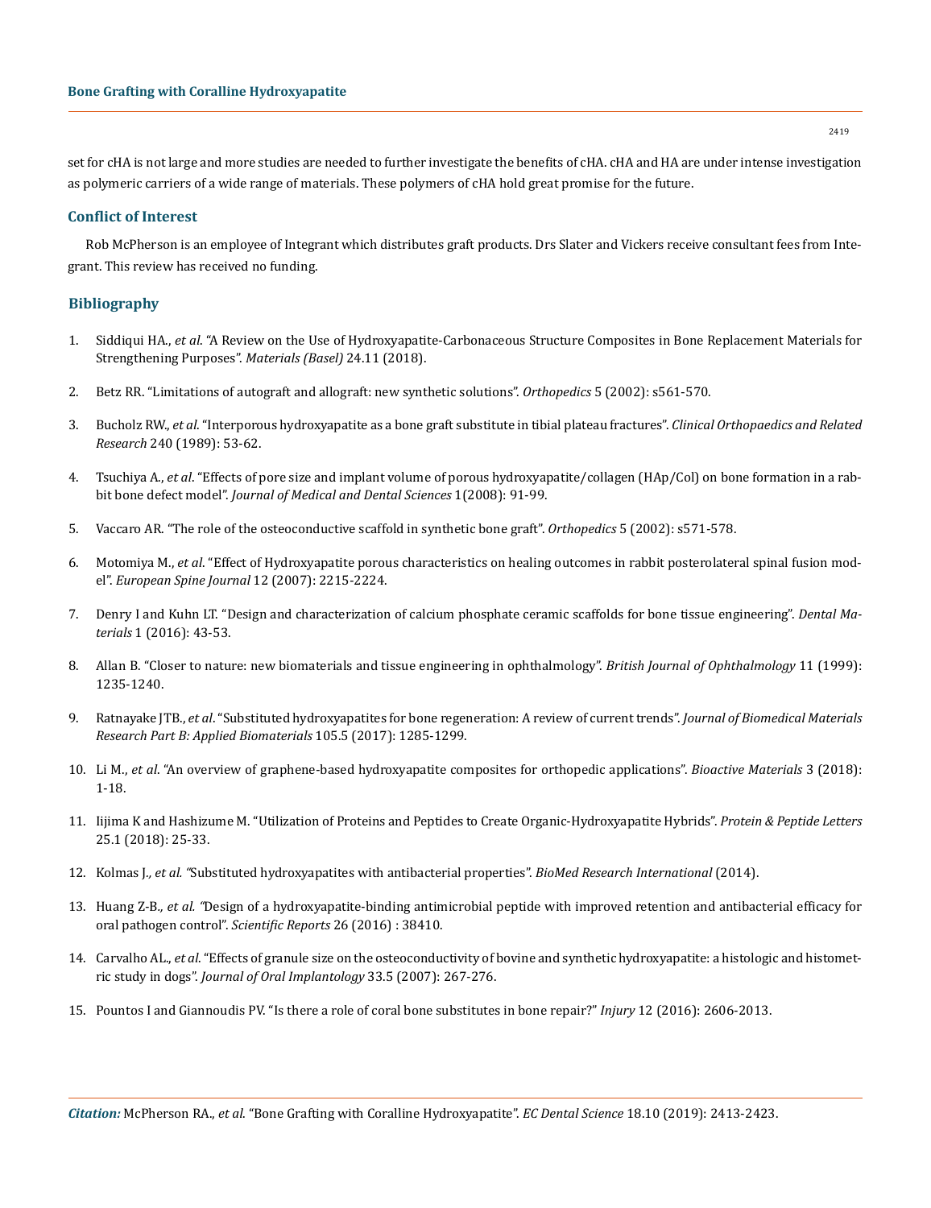set for cHA is not large and more studies are needed to further investigate the benefits of cHA. cHA and HA are under intense investigation as polymeric carriers of a wide range of materials. These polymers of cHA hold great promise for the future.

## Conflict of Interest

Rob McPherson is an employee of Integrant which distributes graft products. Drs Slater and Vickers receive consultant fees from Integrant. This review has received no funding.

## Bibliography

1. Siddiqui HA., *et al*. "A Review on the Use of Hydroxyapatite-Carbonaceous Structure Composites in Bone Replacement Materials for Strengthening Purposes". *Materials (Basel)* 24.11 (2018).
2. Betz RR. "Limitations of autograft and allograft: new synthetic solutions". *Orthopedics* 5 (2002): s561-570.
3. Bucholz RW., *et al*. "Interporous hydroxyapatite as a bone graft substitute in tibial plateau fractures". *Clinical Orthopaedics and Related Research* 240 (1989): 53-62.
4. Tsuchiya A., *et al*. "Effects of pore size and implant volume of porous hydroxyapatite/collagen (HAp/Col) on bone formation in a rabbit bone defect model". *Journal of Medical and Dental Sciences* 1(2008): 91-99.
5. Vaccaro AR. "The role of the osteoconductive scaffold in synthetic bone graft". *Orthopedics* 5 (2002): s571-578.
6. Motomiya M., *et al*. "Effect of Hydroxyapatite porous characteristics on healing outcomes in rabbit posterolateral spinal fusion model". *European Spine Journal* 12 (2007): 2215-2224.
7. Denry I and Kuhn LT. "Design and characterization of calcium phosphate ceramic scaffolds for bone tissue engineering". *Dental Materials* 1 (2016): 43-53.
8. Allan B. "Closer to nature: new biomaterials and tissue engineering in ophthalmology". *British Journal of Ophthalmology* 11 (1999): 1235-1240.
9. Ratnayake JTB., *et al*. "Substituted hydroxyapatites for bone regeneration: A review of current trends". *Journal of Biomedical Materials Research Part B: Applied Biomaterials* 105.5 (2017): 1285-1299.
10. Li M., *et al*. "An overview of graphene-based hydroxyapatite composites for orthopedic applications". *Bioactive Materials* 3 (2018): 1-18.
11. Iijima K and Hashizume M. "Utilization of Proteins and Peptides to Create Organic-Hydroxyapatite Hybrids". *Protein & Peptide Letters* 25.1 (2018): 25-33.
12. Kolmas J., *et al*. "Substituted hydroxyapatites with antibacterial properties". *BioMed Research International* (2014).
13. Huang Z-B., *et al*. "Design of a hydroxyapatite-binding antimicrobial peptide with improved retention and antibacterial efficacy for oral pathogen control". *Scientific Reports* 26 (2016) : 38410.
14. Carvalho AL., *et al*. "Effects of granule size on the osteoconductivity of bovine and synthetic hydroxyapatite: a histologic and histometric study in dogs". *Journal of Oral Implantology* 33.5 (2007): 267-276.
15. Pountos I and Giannoudis PV. "Is there a role of coral bone substitutes in bone repair?" *Injury* 12 (2016): 2606-2013.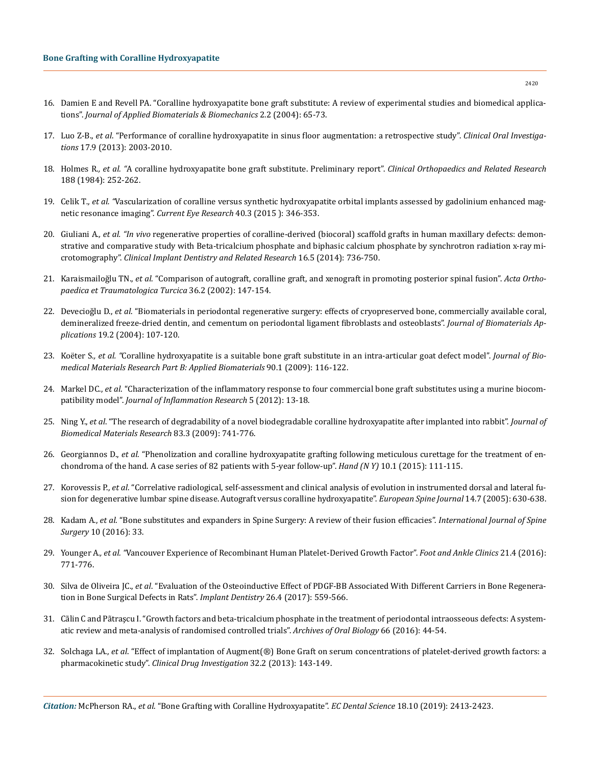16. Damien E and Revell PA. "Coralline hydroxyapatite bone graft substitute: A review of experimental studies and biomedical applications". *Journal of Applied Biomaterials & Biomechanics* 2.2 (2004): 65-73.

17. Luo Z-B., *et al*. "Performance of coralline hydroxyapatite in sinus floor augmentation: a retrospective study". *Clinical Oral Investigations* 17.9 (2013): 2003-2010.

18. Holmes R., *et al.* "A coralline hydroxyapatite bone graft substitute. Preliminary report". *Clinical Orthopaedics and Related Research* 188 (1984): 252-262.

19. Celik T., *et al.* "Vascularization of coralline versus synthetic hydroxyapatite orbital implants assessed by gadolinium enhanced magnetic resonance imaging". *Current Eye Research* 40.3 (2015 ): 346-353.

20. Giuliani A., *et al. "In vivo* regenerative properties of coralline-derived (biocoral) scaffold grafts in human maxillary defects: demonstrative and comparative study with Beta-tricalcium phosphate and biphasic calcium phosphate by synchrotron radiation x-ray microtomography". *Clinical Implant Dentistry and Related Research* 16.5 (2014): 736-750.

21. Karaismailoğlu TN., *et al*. "Comparison of autograft, coralline graft, and xenograft in promoting posterior spinal fusion". *Acta Orthopaedica et Traumatologica Turcica* 36.2 (2002): 147-154.

22. Devecioğlu D., *et al*. "Biomaterials in periodontal regenerative surgery: effects of cryopreserved bone, commercially available coral, demineralized freeze-dried dentin, and cementum on periodontal ligament fibroblasts and osteoblasts". *Journal of Biomaterials Applications* 19.2 (2004): 107-120.

23. Koëter S., *et al.* "Coralline hydroxyapatite is a suitable bone graft substitute in an intra-articular goat defect model". *Journal of Biomedical Materials Research Part B: Applied Biomaterials* 90.1 (2009): 116-122.

24. Markel DC., *et al*. "Characterization of the inflammatory response to four commercial bone graft substitutes using a murine biocompatibility model". *Journal of Inflammation Research* 5 (2012): 13-18.

25. Ning Y., *et al*. "The research of degradability of a novel biodegradable coralline hydroxyapatite after implanted into rabbit". *Journal of Biomedical Materials Research* 83.3 (2009): 741-776.

26. Georgiannos D., *et al*. "Phenolization and coralline hydroxyapatite grafting following meticulous curettage for the treatment of enchondroma of the hand. A case series of 82 patients with 5-year follow-up". *Hand (N Y)* 10.1 (2015): 111-115.

27. Korovessis P., *et al*. "Correlative radiological, self-assessment and clinical analysis of evolution in instrumented dorsal and lateral fusion for degenerative lumbar spine disease. Autograft versus coralline hydroxyapatite". *European Spine Journal* 14.7 (2005): 630-638.

28. Kadam A., *et al*. "Bone substitutes and expanders in Spine Surgery: A review of their fusion efficacies". *International Journal of Spine Surgery* 10 (2016): 33.

29. Younger A., *et al.* "Vancouver Experience of Recombinant Human Platelet-Derived Growth Factor". *Foot and Ankle Clinics* 21.4 (2016): 771-776.

30. Silva de Oliveira JC., *et al*. "Evaluation of the Osteoinductive Effect of PDGF-BB Associated With Different Carriers in Bone Regeneration in Bone Surgical Defects in Rats". *Implant Dentistry* 26.4 (2017): 559-566.

31. Călin C and Pătrașcu I. "Growth factors and beta-tricalcium phosphate in the treatment of periodontal intraosseous defects: A systematic review and meta-analysis of randomised controlled trials". *Archives of Oral Biology* 66 (2016): 44-54.

32. Solchaga LA., *et al*. "Effect of implantation of Augment(®) Bone Graft on serum concentrations of platelet-derived growth factors: a pharmacokinetic study". *Clinical Drug Investigation* 32.2 (2013): 143-149.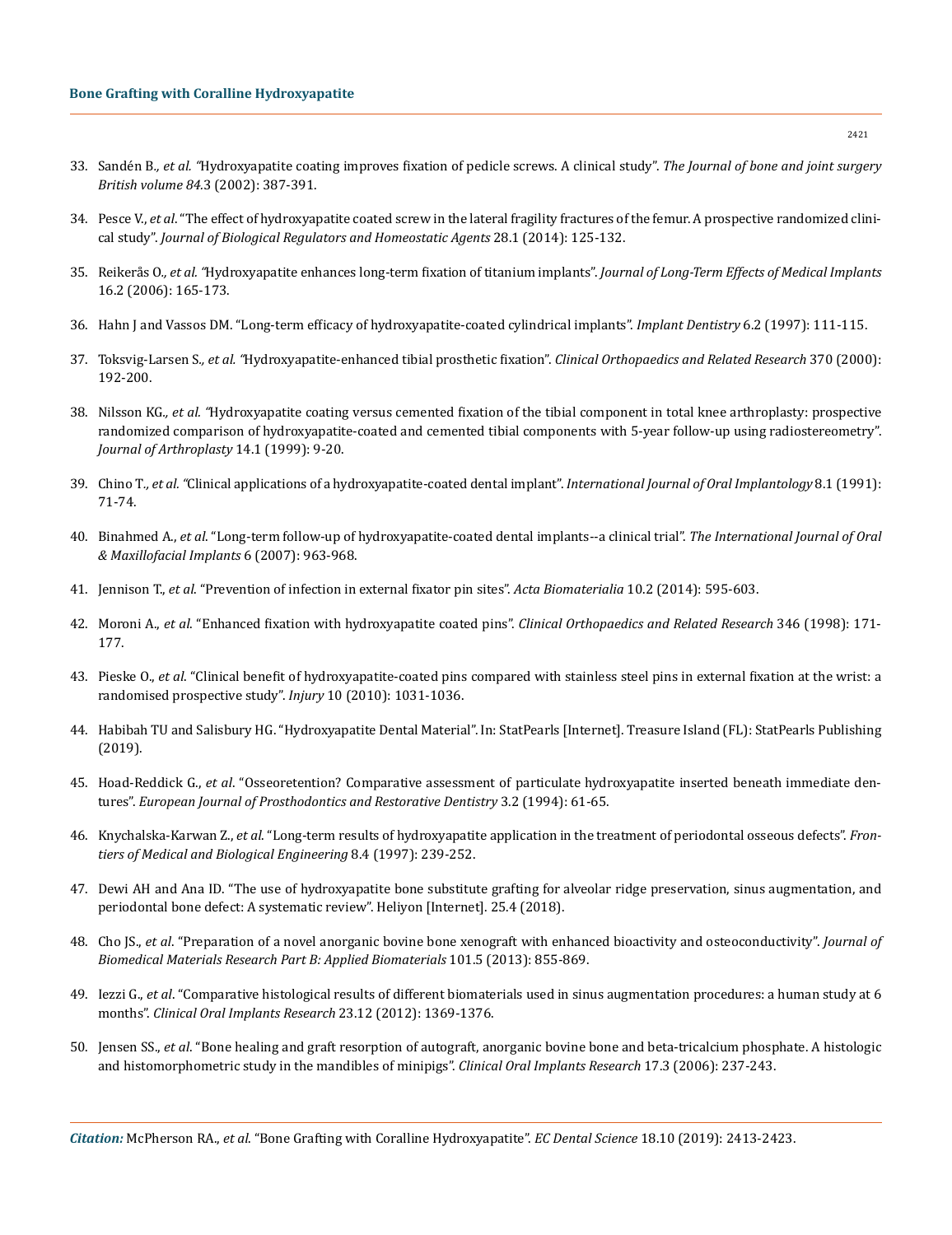33. Sandén B., *et al.* "Hydroxyapatite coating improves fixation of pedicle screws. A clinical study". *The Journal of bone and joint surgery British volume 84*.3 (2002): 387-391.

34. Pesce V., *et al*. "The effect of hydroxyapatite coated screw in the lateral fragility fractures of the femur. A prospective randomized clinical study". *Journal of Biological Regulators and Homeostatic Agents* 28.1 (2014): 125-132.

35. Reikerås O., *et al.* "Hydroxyapatite enhances long-term fixation of titanium implants". *Journal of Long-Term Effects of Medical Implants* 16.2 (2006): 165-173.

36. Hahn J and Vassos DM. "Long-term efficacy of hydroxyapatite-coated cylindrical implants". *Implant Dentistry* 6.2 (1997): 111-115.

37. Toksvig-Larsen S., *et al.* "Hydroxyapatite-enhanced tibial prosthetic fixation". *Clinical Orthopaedics and Related Research* 370 (2000): 192-200.

38. Nilsson KG., *et al.* "Hydroxyapatite coating versus cemented fixation of the tibial component in total knee arthroplasty: prospective randomized comparison of hydroxyapatite-coated and cemented tibial components with 5-year follow-up using radiostereometry". *Journal of Arthroplasty* 14.1 (1999): 9-20.

39. Chino T., *et al.* "Clinical applications of a hydroxyapatite-coated dental implant". *International Journal of Oral Implantology* 8.1 (1991): 71-74.

40. Binahmed A., *et al*. "Long-term follow-up of hydroxyapatite-coated dental implants--a clinical trial". *The International Journal of Oral & Maxillofacial Implants* 6 (2007): 963-968.

41. Jennison T., *et al*. "Prevention of infection in external fixator pin sites". *Acta Biomaterialia* 10.2 (2014): 595-603.

42. Moroni A., *et al*. "Enhanced fixation with hydroxyapatite coated pins". *Clinical Orthopaedics and Related Research* 346 (1998): 171-177.

43. Pieske O., *et al*. "Clinical benefit of hydroxyapatite-coated pins compared with stainless steel pins in external fixation at the wrist: a randomised prospective study". *Injury* 10 (2010): 1031-1036.

44. Habibah TU and Salisbury HG. "Hydroxyapatite Dental Material". In: StatPearls [Internet]. Treasure Island (FL): StatPearls Publishing (2019).

45. Hoad-Reddick G., *et al*. "Osseoretention? Comparative assessment of particulate hydroxyapatite inserted beneath immediate dentures". *European Journal of Prosthodontics and Restorative Dentistry* 3.2 (1994): 61-65.

46. Knychalska-Karwan Z., *et al*. "Long-term results of hydroxyapatite application in the treatment of periodontal osseous defects". *Frontiers of Medical and Biological Engineering* 8.4 (1997): 239-252.

47. Dewi AH and Ana ID. "The use of hydroxyapatite bone substitute grafting for alveolar ridge preservation, sinus augmentation, and periodontal bone defect: A systematic review". Heliyon [Internet]. 25.4 (2018).

48. Cho JS., *et al*. "Preparation of a novel anorganic bovine bone xenograft with enhanced bioactivity and osteoconductivity". *Journal of Biomedical Materials Research Part B: Applied Biomaterials* 101.5 (2013): 855-869.

49. Iezzi G., *et al*. "Comparative histological results of different biomaterials used in sinus augmentation procedures: a human study at 6 months". *Clinical Oral Implants Research* 23.12 (2012): 1369-1376.

50. Jensen SS., *et al*. "Bone healing and graft resorption of autograft, anorganic bovine bone and beta-tricalcium phosphate. A histologic and histomorphometric study in the mandibles of minipigs". *Clinical Oral Implants Research* 17.3 (2006): 237-243.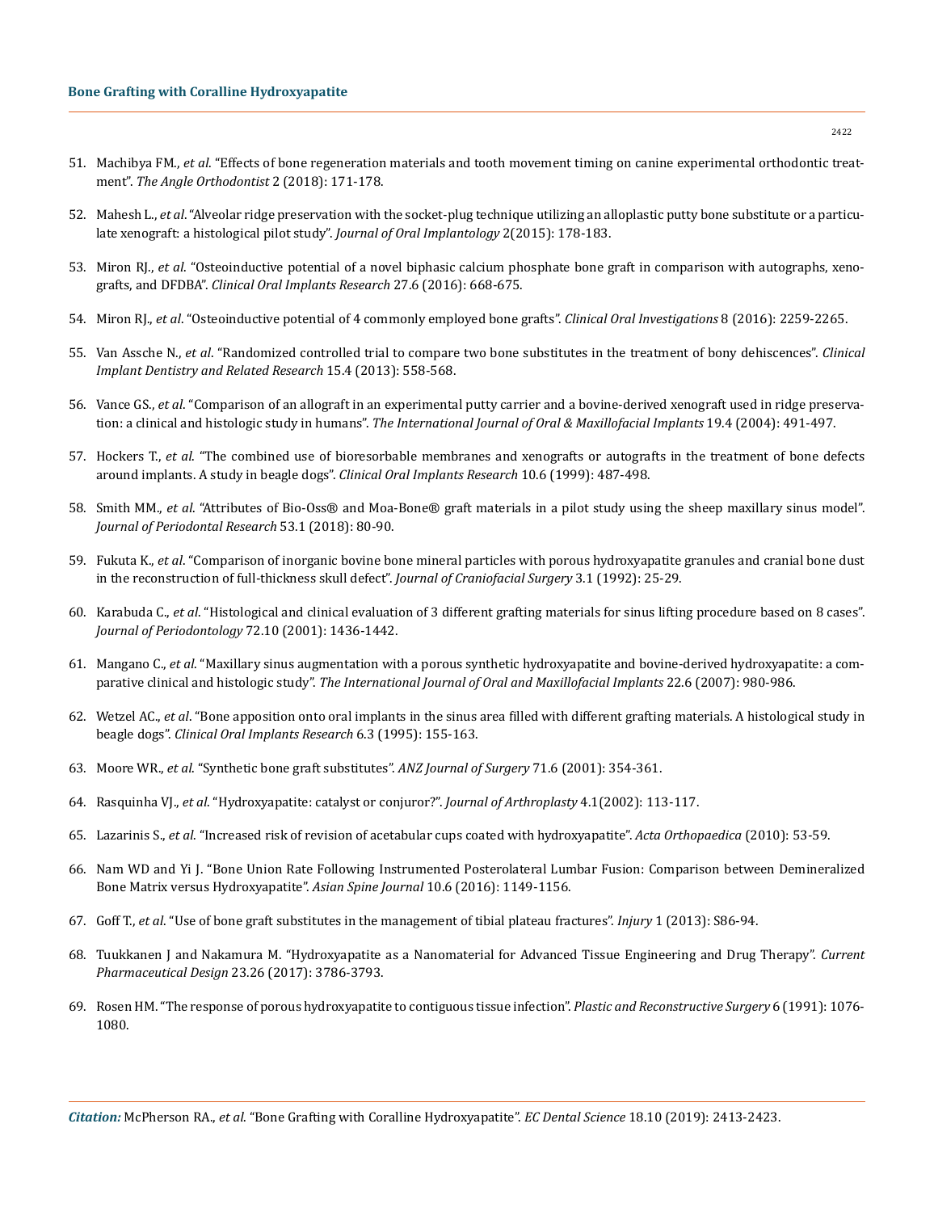51. Machibya FM., *et al*. "Effects of bone regeneration materials and tooth movement timing on canine experimental orthodontic treatment". *The Angle Orthodontist* 2 (2018): 171-178.

52. Mahesh L., *et al*. "Alveolar ridge preservation with the socket-plug technique utilizing an alloplastic putty bone substitute or a particulate xenograft: a histological pilot study". *Journal of Oral Implantology* 2(2015): 178-183.

53. Miron RJ., *et al*. "Osteoinductive potential of a novel biphasic calcium phosphate bone graft in comparison with autographs, xenografts, and DFDBA". *Clinical Oral Implants Research* 27.6 (2016): 668-675.

54. Miron RJ., *et al*. "Osteoinductive potential of 4 commonly employed bone grafts". *Clinical Oral Investigations* 8 (2016): 2259-2265.

55. Van Assche N., *et al*. "Randomized controlled trial to compare two bone substitutes in the treatment of bony dehiscences". *Clinical Implant Dentistry and Related Research* 15.4 (2013): 558-568.

56. Vance GS., *et al*. "Comparison of an allograft in an experimental putty carrier and a bovine-derived xenograft used in ridge preservation: a clinical and histologic study in humans". *The International Journal of Oral & Maxillofacial Implants* 19.4 (2004): 491-497.

57. Hockers T., *et al*. "The combined use of bioresorbable membranes and xenografts or autografts in the treatment of bone defects around implants. A study in beagle dogs". *Clinical Oral Implants Research* 10.6 (1999): 487-498.

58. Smith MM., *et al*. "Attributes of Bio-Oss® and Moa-Bone® graft materials in a pilot study using the sheep maxillary sinus model". *Journal of Periodontal Research* 53.1 (2018): 80-90.

59. Fukuta K., *et al*. "Comparison of inorganic bovine bone mineral particles with porous hydroxyapatite granules and cranial bone dust in the reconstruction of full-thickness skull defect". *Journal of Craniofacial Surgery* 3.1 (1992): 25-29.

60. Karabuda C., *et al*. "Histological and clinical evaluation of 3 different grafting materials for sinus lifting procedure based on 8 cases". *Journal of Periodontology* 72.10 (2001): 1436-1442.

61. Mangano C., *et al*. "Maxillary sinus augmentation with a porous synthetic hydroxyapatite and bovine-derived hydroxyapatite: a comparative clinical and histologic study". *The International Journal of Oral and Maxillofacial Implants* 22.6 (2007): 980-986.

62. Wetzel AC., *et al*. "Bone apposition onto oral implants in the sinus area filled with different grafting materials. A histological study in beagle dogs". *Clinical Oral Implants Research* 6.3 (1995): 155-163.

63. Moore WR., *et al*. "Synthetic bone graft substitutes". *ANZ Journal of Surgery* 71.6 (2001): 354-361.

64. Rasquinha VJ., *et al*. "Hydroxyapatite: catalyst or conjuror?". *Journal of Arthroplasty* 4.1(2002): 113-117.

65. Lazarinis S., *et al*. "Increased risk of revision of acetabular cups coated with hydroxyapatite". *Acta Orthopaedica* (2010): 53-59.

66. Nam WD and Yi J. "Bone Union Rate Following Instrumented Posterolateral Lumbar Fusion: Comparison between Demineralized Bone Matrix versus Hydroxyapatite". *Asian Spine Journal* 10.6 (2016): 1149-1156.

67. Goff T., *et al*. "Use of bone graft substitutes in the management of tibial plateau fractures". *Injury* 1 (2013): S86-94.

68. Tuukkanen J and Nakamura M. "Hydroxyapatite as a Nanomaterial for Advanced Tissue Engineering and Drug Therapy". *Current Pharmaceutical Design* 23.26 (2017): 3786-3793.

69. Rosen HM. "The response of porous hydroxyapatite to contiguous tissue infection". *Plastic and Reconstructive Surgery* 6 (1991): 1076-1080.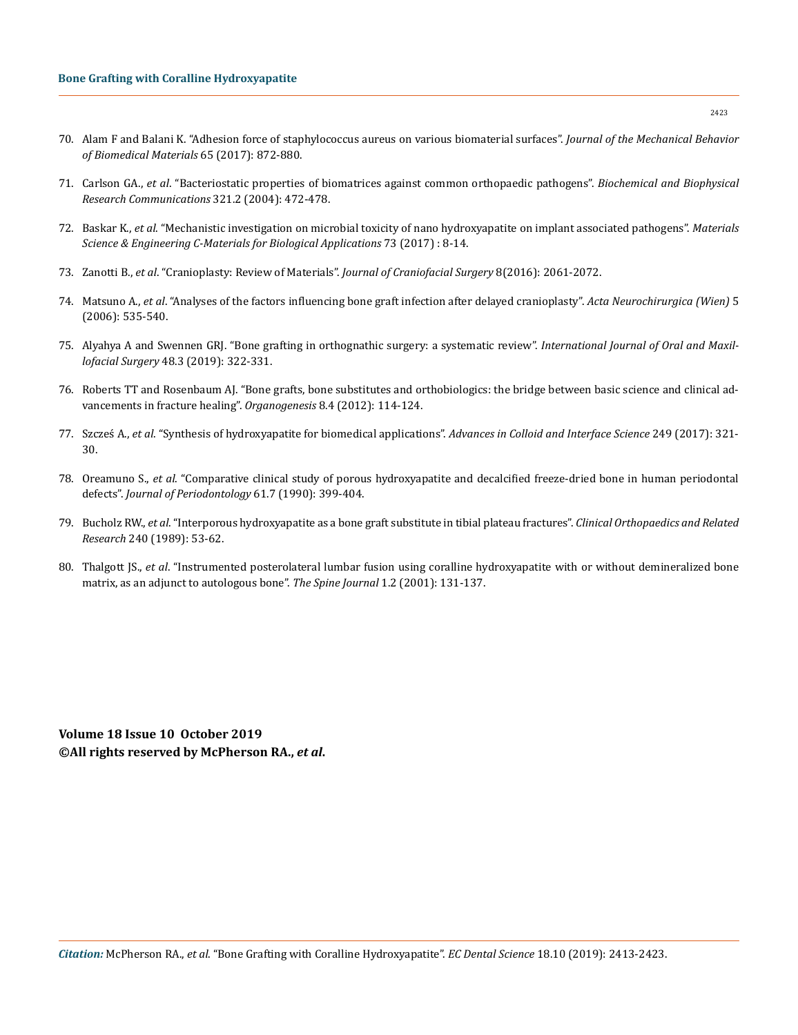70. Alam F and Balani K. "Adhesion force of staphylococcus aureus on various biomaterial surfaces". *Journal of the Mechanical Behavior of Biomedical Materials* 65 (2017): 872-880.

71. Carlson GA., *et al*. "Bacteriostatic properties of biomatrices against common orthopaedic pathogens". *Biochemical and Biophysical Research Communications* 321.2 (2004): 472-478.

72. Baskar K., *et al.* "Mechanistic investigation on microbial toxicity of nano hydroxyapatite on implant associated pathogens". *Materials Science & Engineering C-Materials for Biological Applications* 73 (2017) : 8-14.

73. Zanotti B., *et al*. "Cranioplasty: Review of Materials". *Journal of Craniofacial Surgery* 8(2016): 2061-2072.

74. Matsuno A., *et al*. "Analyses of the factors influencing bone graft infection after delayed cranioplasty". *Acta Neurochirurgica (Wien)* 5 (2006): 535-540.

75. Alyahya A and Swennen GRJ. "Bone grafting in orthognathic surgery: a systematic review". *International Journal of Oral and Maxillofacial Surgery* 48.3 (2019): 322-331.

76. Roberts TT and Rosenbaum AJ. "Bone grafts, bone substitutes and orthobiologics: the bridge between basic science and clinical advancements in fracture healing". *Organogenesis* 8.4 (2012): 114-124.

77. Szcześ A., *et al.* "Synthesis of hydroxyapatite for biomedical applications". *Advances in Colloid and Interface Science* 249 (2017): 321-30.

78. Oreamuno S., *et al*. "Comparative clinical study of porous hydroxyapatite and decalcified freeze-dried bone in human periodontal defects". *Journal of Periodontology* 61.7 (1990): 399-404.

79. Bucholz RW., *et al*. "Interporous hydroxyapatite as a bone graft substitute in tibial plateau fractures". *Clinical Orthopaedics and Related Research* 240 (1989): 53-62.

80. Thalgott JS., *et al*. "Instrumented posterolateral lumbar fusion using coralline hydroxyapatite with or without demineralized bone matrix, as an adjunct to autologous bone". *The Spine Journal* 1.2 (2001): 131-137.

**Volume 18 Issue 10 October 2019**
**©All rights reserved by McPherson RA., *et al*.**